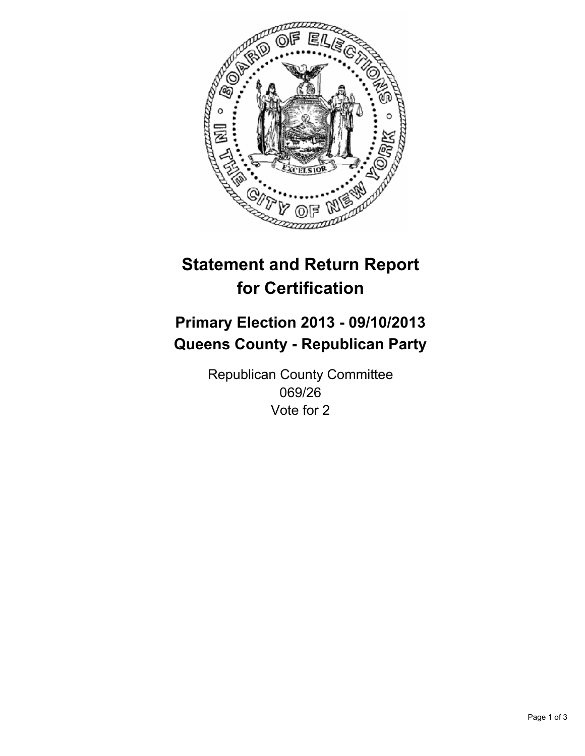# Statement and Return Report for Certification

## Primary Election 2013 - 09/10/2013
## Queens County - Republican Party

Republican County Committee
069/26
Vote for 2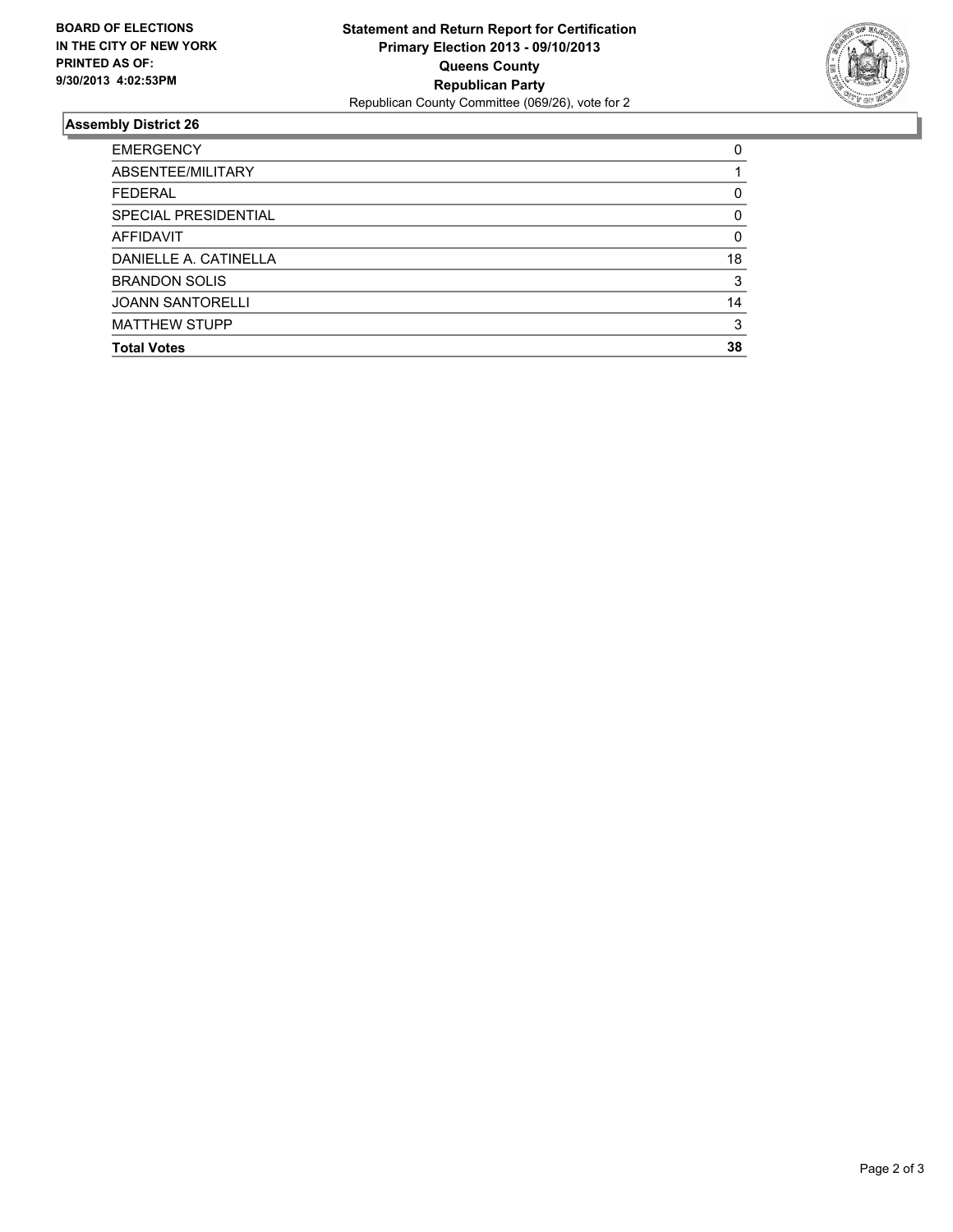**BOARD OF ELECTIONS IN THE CITY OF NEW YORK PRINTED AS OF: 9/30/2013 4:02:53PM**

**Statement and Return Report for Certification**
**Primary Election 2013 - 09/10/2013**
**Queens County**
**Republican Party**
Republican County Committee (069/26), vote for 2

### Assembly District 26

| | |
|---|---|
| EMERGENCY | 0 |
| ABSENTEE/MILITARY | 1 |
| FEDERAL | 0 |
| SPECIAL PRESIDENTIAL | 0 |
| AFFIDAVIT | 0 |
| DANIELLE A. CATINELLA | 18 |
| BRANDON SOLIS | 3 |
| JOANN SANTORELLI | 14 |
| MATTHEW STUPP | 3 |
| **Total Votes** | **38** |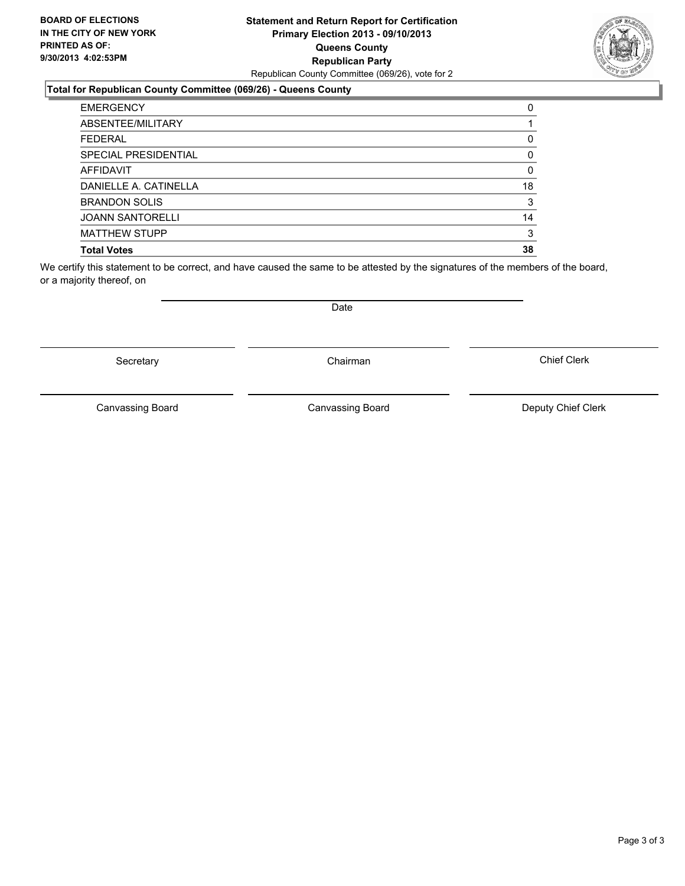**BOARD OF ELECTIONS IN THE CITY OF NEW YORK PRINTED AS OF: 9/30/2013 4:02:53PM**

**Statement and Return Report for Certification Primary Election 2013 - 09/10/2013 Queens County Republican Party**

Republican County Committee (069/26), vote for 2

**Total for Republican County Committee (069/26) - Queens County**

| | |
|---|---|
| EMERGENCY | 0 |
| ABSENTEE/MILITARY | 1 |
| FEDERAL | 0 |
| SPECIAL PRESIDENTIAL | 0 |
| AFFIDAVIT | 0 |
| DANIELLE A. CATINELLA | 18 |
| BRANDON SOLIS | 3 |
| JOANN SANTORELLI | 14 |
| MATTHEW STUPP | 3 |
| **Total Votes** | **38** |

We certify this statement to be correct, and have caused the same to be attested by the signatures of the members of the board, or a majority thereof, on

Date

Secretary

Chairman

Chief Clerk

Canvassing Board

Canvassing Board

Deputy Chief Clerk